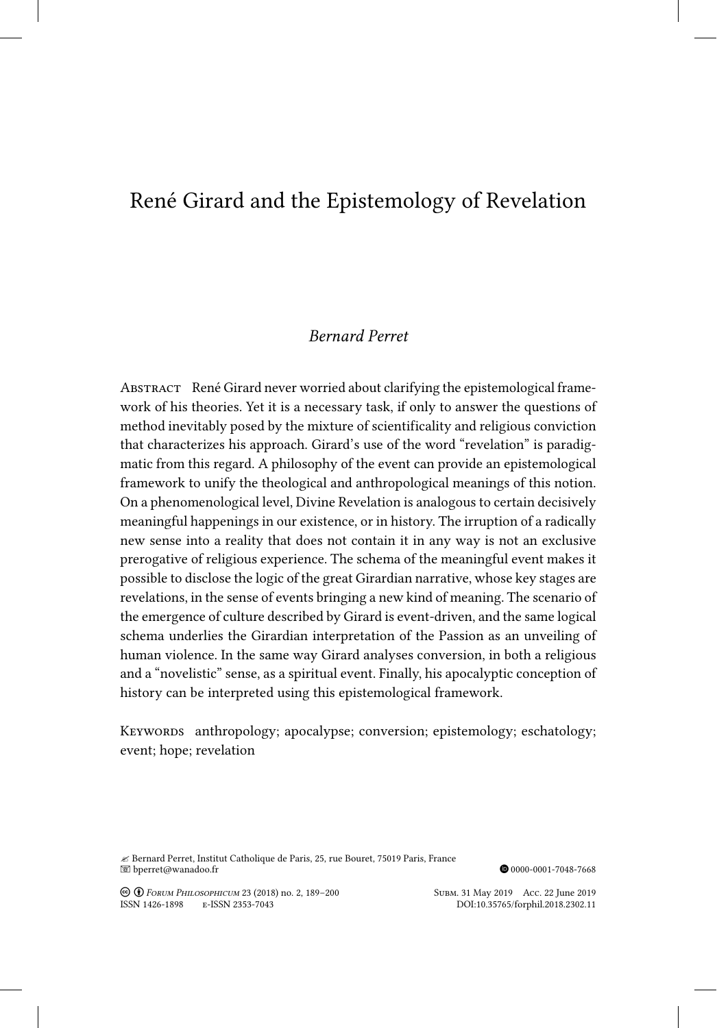# René Girard and the Epistemology of Revelation

*Bernard Perret*

Abstract René Girard never worried about clarifying the epistemological framework of his theories. Yet it is a necessary task, if only to answer the questions of method inevitably posed by the mixture of scientificality and religious conviction that characterizes his approach. Girard's use of the word "revelation" is paradigmatic from this regard. A philosophy of the event can provide an epistemological framework to unify the theological and anthropological meanings of this notion. On a phenomenological level, Divine Revelation is analogous to certain decisively meaningful happenings in our existence, or in history. The irruption of a radically new sense into a reality that does not contain it in any way is not an exclusive prerogative of religious experience. The schema of the meaningful event makes it possible to disclose the logic of the great Girardian narrative, whose key stages are revelations, in the sense of events bringing a new kind of meaning. The scenario of the emergence of culture described by Girard is event-driven, and the same logical schema underlies the Girardian interpretation of the Passion as an unveiling of human violence. In the same way Girard analyses conversion, in both a religious and a "novelistic" sense, as a spiritual event. Finally, his apocalyptic conception of history can be interpreted using this epistemological framework.

Keywords anthropology; apocalypse; conversion; epistemology; eschatology; event; hope; revelation

✍ Bernard Perret, Institut Catholique de Paris, 25, rue Bouret, 75019 Paris, France
✉ bperret@wanadoo.fr
0000-0001-7048-7668

Subm. 31 May 2019 Acc. 22 June 2019
ISSN 1426-1898 e-ISSN 2353-7043
DOI:10.35765/forphil.2018.2302.11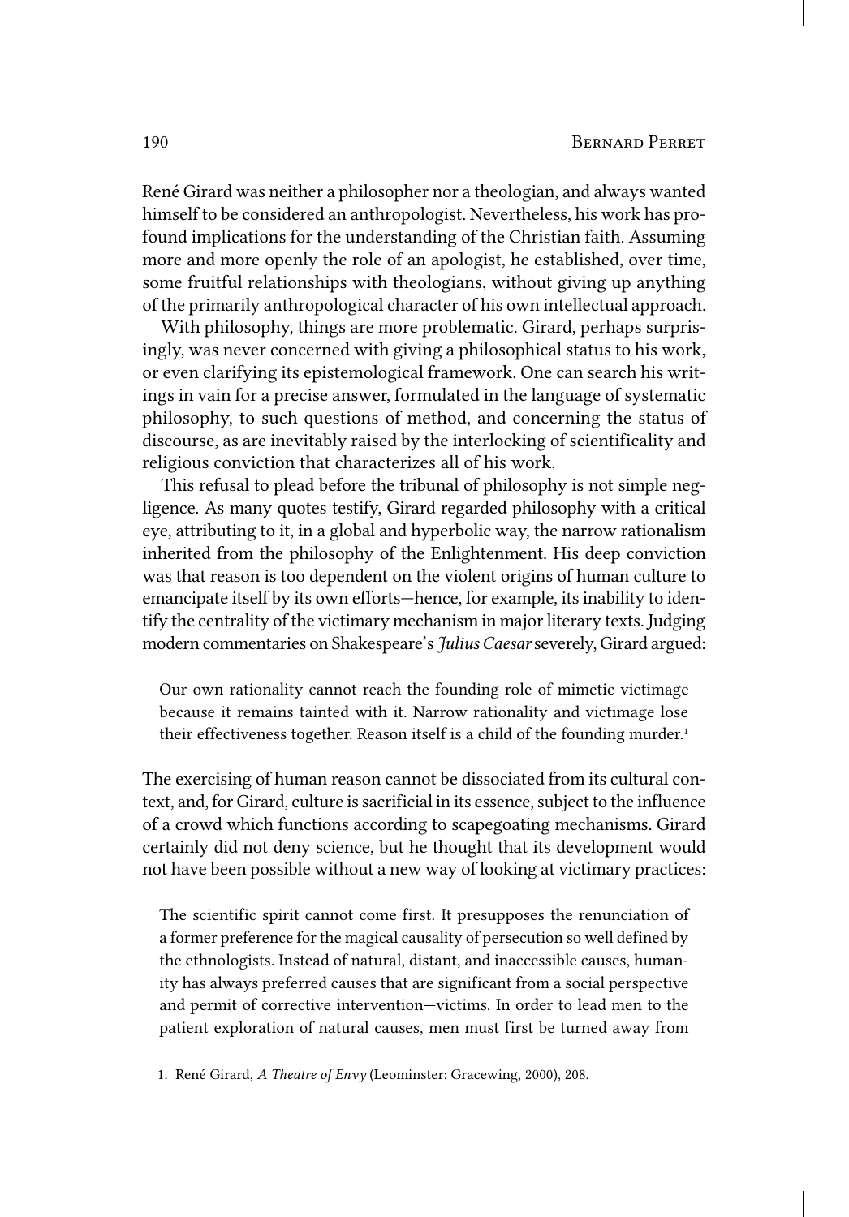René Girard was neither a philosopher nor a theologian, and always wanted himself to be considered an anthropologist. Nevertheless, his work has profound implications for the understanding of the Christian faith. Assuming more and more openly the role of an apologist, he established, over time, some fruitful relationships with theologians, without giving up anything of the primarily anthropological character of his own intellectual approach.

With philosophy, things are more problematic. Girard, perhaps surprisingly, was never concerned with giving a philosophical status to his work, or even clarifying its epistemological framework. One can search his writings in vain for a precise answer, formulated in the language of systematic philosophy, to such questions of method, and concerning the status of discourse, as are inevitably raised by the interlocking of scientificality and religious conviction that characterizes all of his work.

This refusal to plead before the tribunal of philosophy is not simple negligence. As many quotes testify, Girard regarded philosophy with a critical eye, attributing to it, in a global and hyperbolic way, the narrow rationalism inherited from the philosophy of the Enlightenment. His deep conviction was that reason is too dependent on the violent origins of human culture to emancipate itself by its own efforts—hence, for example, its inability to identify the centrality of the victimary mechanism in major literary texts. Judging modern commentaries on Shakespeare's *Julius Caesar* severely, Girard argued:

> Our own rationality cannot reach the founding role of mimetic victimage because it remains tainted with it. Narrow rationality and victimage lose their effectiveness together. Reason itself is a child of the founding murder.[1]

The exercising of human reason cannot be dissociated from its cultural context, and, for Girard, culture is sacrificial in its essence, subject to the influence of a crowd which functions according to scapegoating mechanisms. Girard certainly did not deny science, but he thought that its development would not have been possible without a new way of looking at victimary practices:

> The scientific spirit cannot come first. It presupposes the renunciation of a former preference for the magical causality of persecution so well defined by the ethnologists. Instead of natural, distant, and inaccessible causes, humanity has always preferred causes that are significant from a social perspective and permit of corrective intervention—victims. In order to lead men to the patient exploration of natural causes, men must first be turned away from

1. René Girard, *A Theatre of Envy* (Leominster: Gracewing, 2000), 208.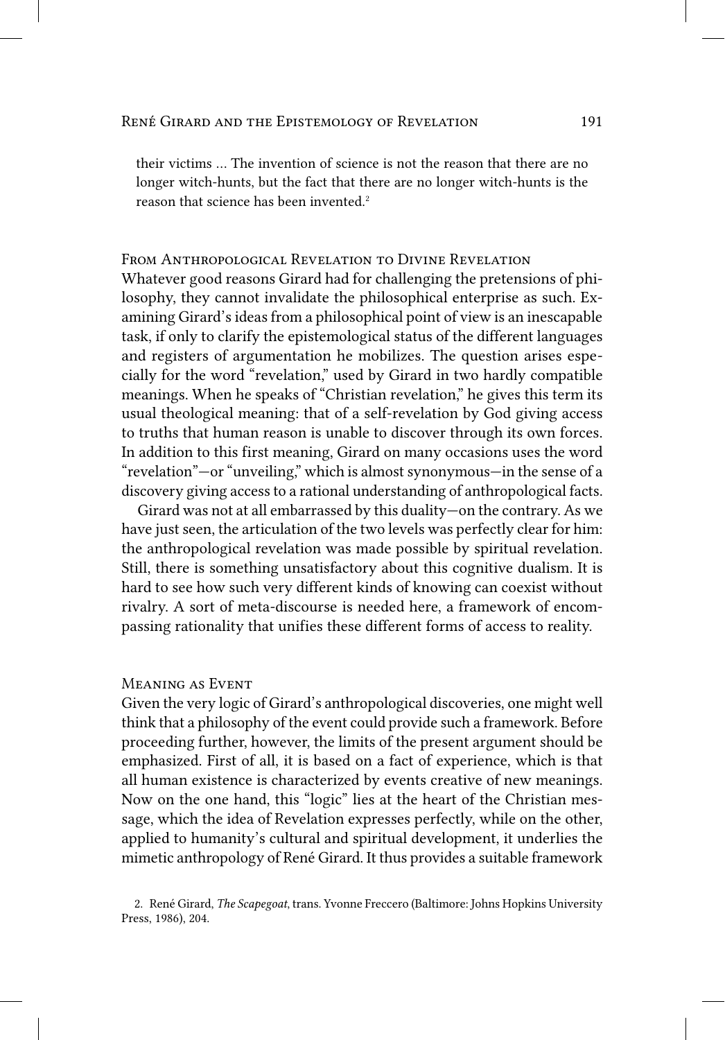their victims ... The invention of science is not the reason that there are no longer witch-hunts, but the fact that there are no longer witch-hunts is the reason that science has been invented.[2]

## From Anthropological Revelation to Divine Revelation

Whatever good reasons Girard had for challenging the pretensions of philosophy, they cannot invalidate the philosophical enterprise as such. Examining Girard's ideas from a philosophical point of view is an inescapable task, if only to clarify the epistemological status of the different languages and registers of argumentation he mobilizes. The question arises especially for the word "revelation," used by Girard in two hardly compatible meanings. When he speaks of "Christian revelation," he gives this term its usual theological meaning: that of a self-revelation by God giving access to truths that human reason is unable to discover through its own forces. In addition to this first meaning, Girard on many occasions uses the word "revelation"—or "unveiling," which is almost synonymous—in the sense of a discovery giving access to a rational understanding of anthropological facts.

Girard was not at all embarrassed by this duality—on the contrary. As we have just seen, the articulation of the two levels was perfectly clear for him: the anthropological revelation was made possible by spiritual revelation. Still, there is something unsatisfactory about this cognitive dualism. It is hard to see how such very different kinds of knowing can coexist without rivalry. A sort of meta-discourse is needed here, a framework of encompassing rationality that unifies these different forms of access to reality.

## Meaning as Event

Given the very logic of Girard's anthropological discoveries, one might well think that a philosophy of the event could provide such a framework. Before proceeding further, however, the limits of the present argument should be emphasized. First of all, it is based on a fact of experience, which is that all human existence is characterized by events creative of new meanings. Now on the one hand, this "logic" lies at the heart of the Christian message, which the idea of Revelation expresses perfectly, while on the other, applied to humanity's cultural and spiritual development, it underlies the mimetic anthropology of René Girard. It thus provides a suitable framework

2. René Girard, *The Scapegoat*, trans. Yvonne Freccero (Baltimore: Johns Hopkins University Press, 1986), 204.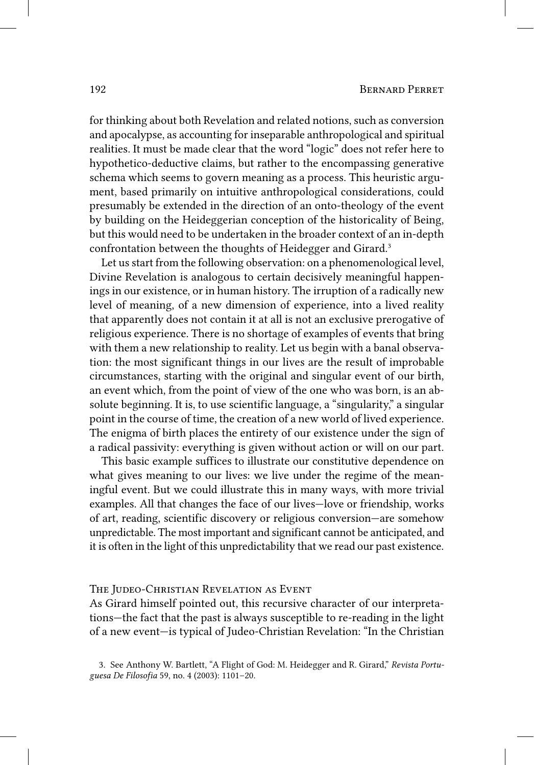for thinking about both Revelation and related notions, such as conversion and apocalypse, as accounting for inseparable anthropological and spiritual realities. It must be made clear that the word "logic" does not refer here to hypothetico-deductive claims, but rather to the encompassing generative schema which seems to govern meaning as a process. This heuristic argument, based primarily on intuitive anthropological considerations, could presumably be extended in the direction of an onto-theology of the event by building on the Heideggerian conception of the historicality of Being, but this would need to be undertaken in the broader context of an in-depth confrontation between the thoughts of Heidegger and Girard.[3]

Let us start from the following observation: on a phenomenological level, Divine Revelation is analogous to certain decisively meaningful happenings in our existence, or in human history. The irruption of a radically new level of meaning, of a new dimension of experience, into a lived reality that apparently does not contain it at all is not an exclusive prerogative of religious experience. There is no shortage of examples of events that bring with them a new relationship to reality. Let us begin with a banal observation: the most significant things in our lives are the result of improbable circumstances, starting with the original and singular event of our birth, an event which, from the point of view of the one who was born, is an absolute beginning. It is, to use scientific language, a "singularity," a singular point in the course of time, the creation of a new world of lived experience. The enigma of birth places the entirety of our existence under the sign of a radical passivity: everything is given without action or will on our part.

This basic example suffices to illustrate our constitutive dependence on what gives meaning to our lives: we live under the regime of the meaningful event. But we could illustrate this in many ways, with more trivial examples. All that changes the face of our lives—love or friendship, works of art, reading, scientific discovery or religious conversion—are somehow unpredictable. The most important and significant cannot be anticipated, and it is often in the light of this unpredictability that we read our past existence.

## The Judeo-Christian Revelation as Event

As Girard himself pointed out, this recursive character of our interpretations—the fact that the past is always susceptible to re-reading in the light of a new event—is typical of Judeo-Christian Revelation: "In the Christian

3. See Anthony W. Bartlett, "A Flight of God: M. Heidegger and R. Girard," *Revista Portuguesa De Filosofia* 59, no. 4 (2003): 1101–20.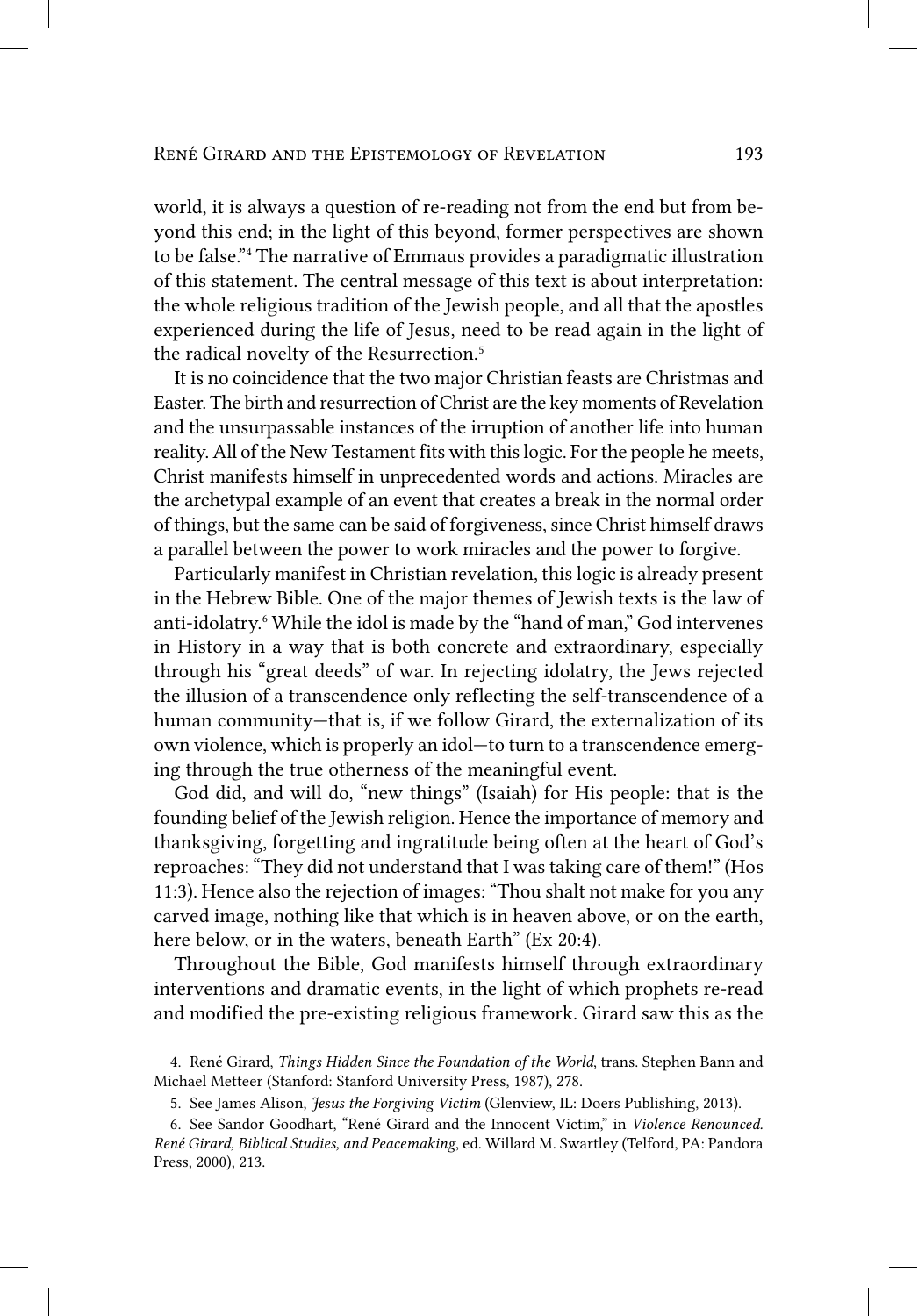world, it is always a question of re-reading not from the end but from beyond this end; in the light of this beyond, former perspectives are shown to be false."[4] The narrative of Emmaus provides a paradigmatic illustration of this statement. The central message of this text is about interpretation: the whole religious tradition of the Jewish people, and all that the apostles experienced during the life of Jesus, need to be read again in the light of the radical novelty of the Resurrection.[5]

It is no coincidence that the two major Christian feasts are Christmas and Easter. The birth and resurrection of Christ are the key moments of Revelation and the unsurpassable instances of the irruption of another life into human reality. All of the New Testament fits with this logic. For the people he meets, Christ manifests himself in unprecedented words and actions. Miracles are the archetypal example of an event that creates a break in the normal order of things, but the same can be said of forgiveness, since Christ himself draws a parallel between the power to work miracles and the power to forgive.

Particularly manifest in Christian revelation, this logic is already present in the Hebrew Bible. One of the major themes of Jewish texts is the law of anti-idolatry.[6] While the idol is made by the "hand of man," God intervenes in History in a way that is both concrete and extraordinary, especially through his "great deeds" of war. In rejecting idolatry, the Jews rejected the illusion of a transcendence only reflecting the self-transcendence of a human community—that is, if we follow Girard, the externalization of its own violence, which is properly an idol—to turn to a transcendence emerging through the true otherness of the meaningful event.

God did, and will do, "new things" (Isaiah) for His people: that is the founding belief of the Jewish religion. Hence the importance of memory and thanksgiving, forgetting and ingratitude being often at the heart of God's reproaches: "They did not understand that I was taking care of them!" (Hos 11:3). Hence also the rejection of images: "Thou shalt not make for you any carved image, nothing like that which is in heaven above, or on the earth, here below, or in the waters, beneath Earth" (Ex 20:4).

Throughout the Bible, God manifests himself through extraordinary interventions and dramatic events, in the light of which prophets re-read and modified the pre-existing religious framework. Girard saw this as the

4. René Girard, *Things Hidden Since the Foundation of the World*, trans. Stephen Bann and Michael Metteer (Stanford: Stanford University Press, 1987), 278.

5. See James Alison, *Jesus the Forgiving Victim* (Glenview, IL: Doers Publishing, 2013).

6. See Sandor Goodhart, "René Girard and the Innocent Victim," in *Violence Renounced. René Girard, Biblical Studies, and Peacemaking*, ed. Willard M. Swartley (Telford, PA: Pandora Press, 2000), 213.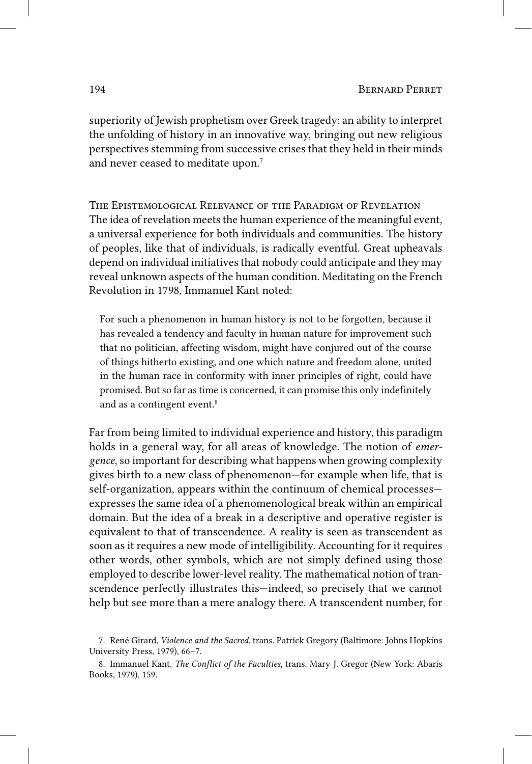superiority of Jewish prophetism over Greek tragedy: an ability to interpret the unfolding of history in an innovative way, bringing out new religious perspectives stemming from successive crises that they held in their minds and never ceased to meditate upon.[7]

## The Epistemological Relevance of the Paradigm of Revelation

The idea of revelation meets the human experience of the meaningful event, a universal experience for both individuals and communities. The history of peoples, like that of individuals, is radically eventful. Great upheavals depend on individual initiatives that nobody could anticipate and they may reveal unknown aspects of the human condition. Meditating on the French Revolution in 1798, Immanuel Kant noted:

> For such a phenomenon in human history is not to be forgotten, because it has revealed a tendency and faculty in human nature for improvement such that no politician, affecting wisdom, might have conjured out of the course of things hitherto existing, and one which nature and freedom alone, united in the human race in conformity with inner principles of right, could have promised. But so far as time is concerned, it can promise this only indefinitely and as a contingent event.[8]

Far from being limited to individual experience and history, this paradigm holds in a general way, for all areas of knowledge. The notion of *emergence*, so important for describing what happens when growing complexity gives birth to a new class of phenomenon—for example when life, that is self-organization, appears within the continuum of chemical processes—expresses the same idea of a phenomenological break within an empirical domain. But the idea of a break in a descriptive and operative register is equivalent to that of transcendence. A reality is seen as transcendent as soon as it requires a new mode of intelligibility. Accounting for it requires other words, other symbols, which are not simply defined using those employed to describe lower-level reality. The mathematical notion of transcendence perfectly illustrates this—indeed, so precisely that we cannot help but see more than a mere analogy there. A transcendent number, for

7. René Girard, *Violence and the Sacred*, trans. Patrick Gregory (Baltimore: Johns Hopkins University Press, 1979), 66–7.

8. Immanuel Kant, *The Conflict of the Faculties*, trans. Mary J. Gregor (New York: Abaris Books, 1979), 159.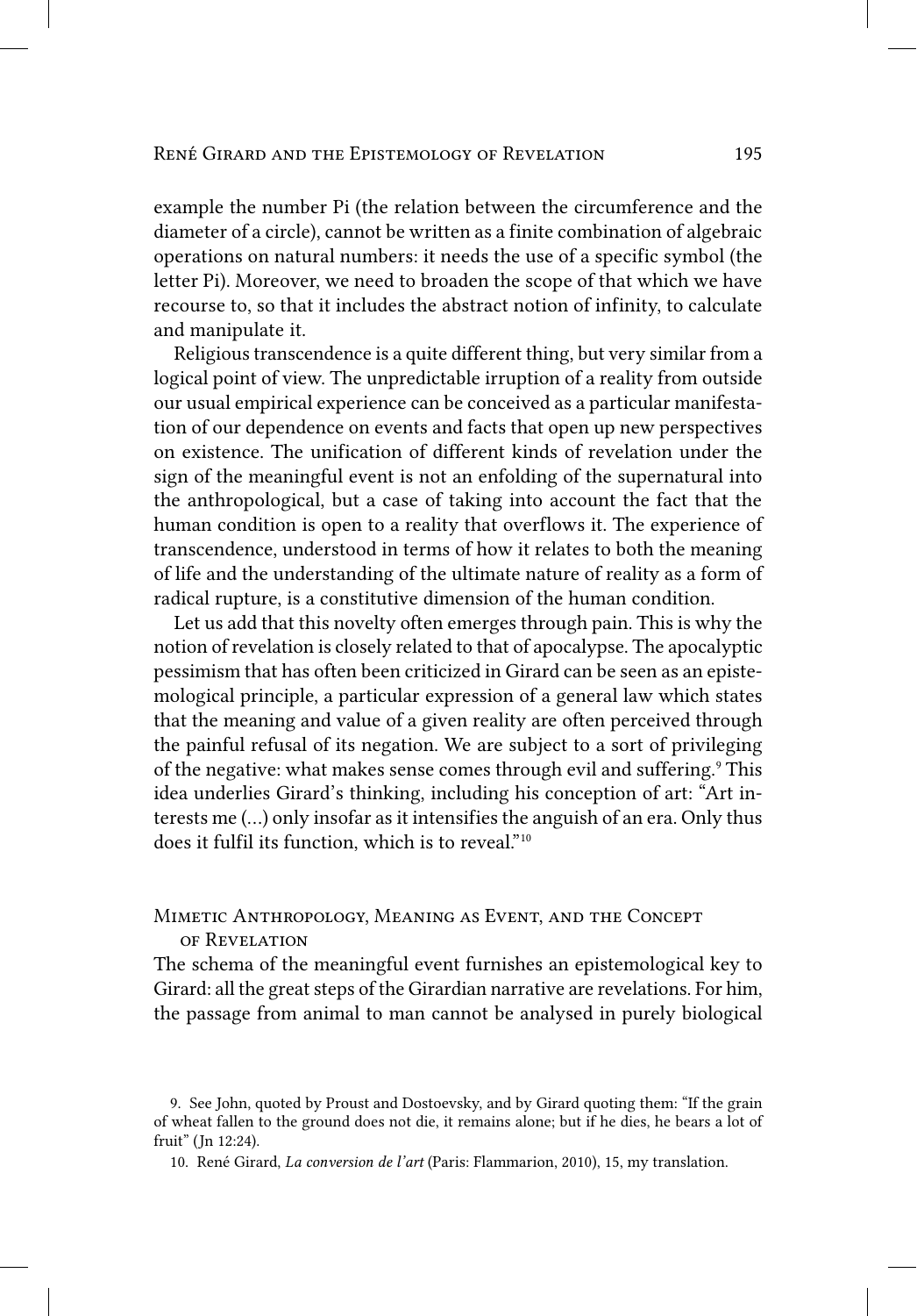example the number Pi (the relation between the circumference and the diameter of a circle), cannot be written as a finite combination of algebraic operations on natural numbers: it needs the use of a specific symbol (the letter Pi). Moreover, we need to broaden the scope of that which we have recourse to, so that it includes the abstract notion of infinity, to calculate and manipulate it.

Religious transcendence is a quite different thing, but very similar from a logical point of view. The unpredictable irruption of a reality from outside our usual empirical experience can be conceived as a particular manifestation of our dependence on events and facts that open up new perspectives on existence. The unification of different kinds of revelation under the sign of the meaningful event is not an enfolding of the supernatural into the anthropological, but a case of taking into account the fact that the human condition is open to a reality that overflows it. The experience of transcendence, understood in terms of how it relates to both the meaning of life and the understanding of the ultimate nature of reality as a form of radical rupture, is a constitutive dimension of the human condition.

Let us add that this novelty often emerges through pain. This is why the notion of revelation is closely related to that of apocalypse. The apocalyptic pessimism that has often been criticized in Girard can be seen as an epistemological principle, a particular expression of a general law which states that the meaning and value of a given reality are often perceived through the painful refusal of its negation. We are subject to a sort of privileging of the negative: what makes sense comes through evil and suffering.[9] This idea underlies Girard's thinking, including his conception of art: "Art interests me (...) only insofar as it intensifies the anguish of an era. Only thus does it fulfil its function, which is to reveal."[10]

## Mimetic Anthropology, Meaning as Event, and the Concept of Revelation

The schema of the meaningful event furnishes an epistemological key to Girard: all the great steps of the Girardian narrative are revelations. For him, the passage from animal to man cannot be analysed in purely biological

9. See John, quoted by Proust and Dostoevsky, and by Girard quoting them: "If the grain of wheat fallen to the ground does not die, it remains alone; but if he dies, he bears a lot of fruit" (Jn 12:24).

10. René Girard, *La conversion de l'art* (Paris: Flammarion, 2010), 15, my translation.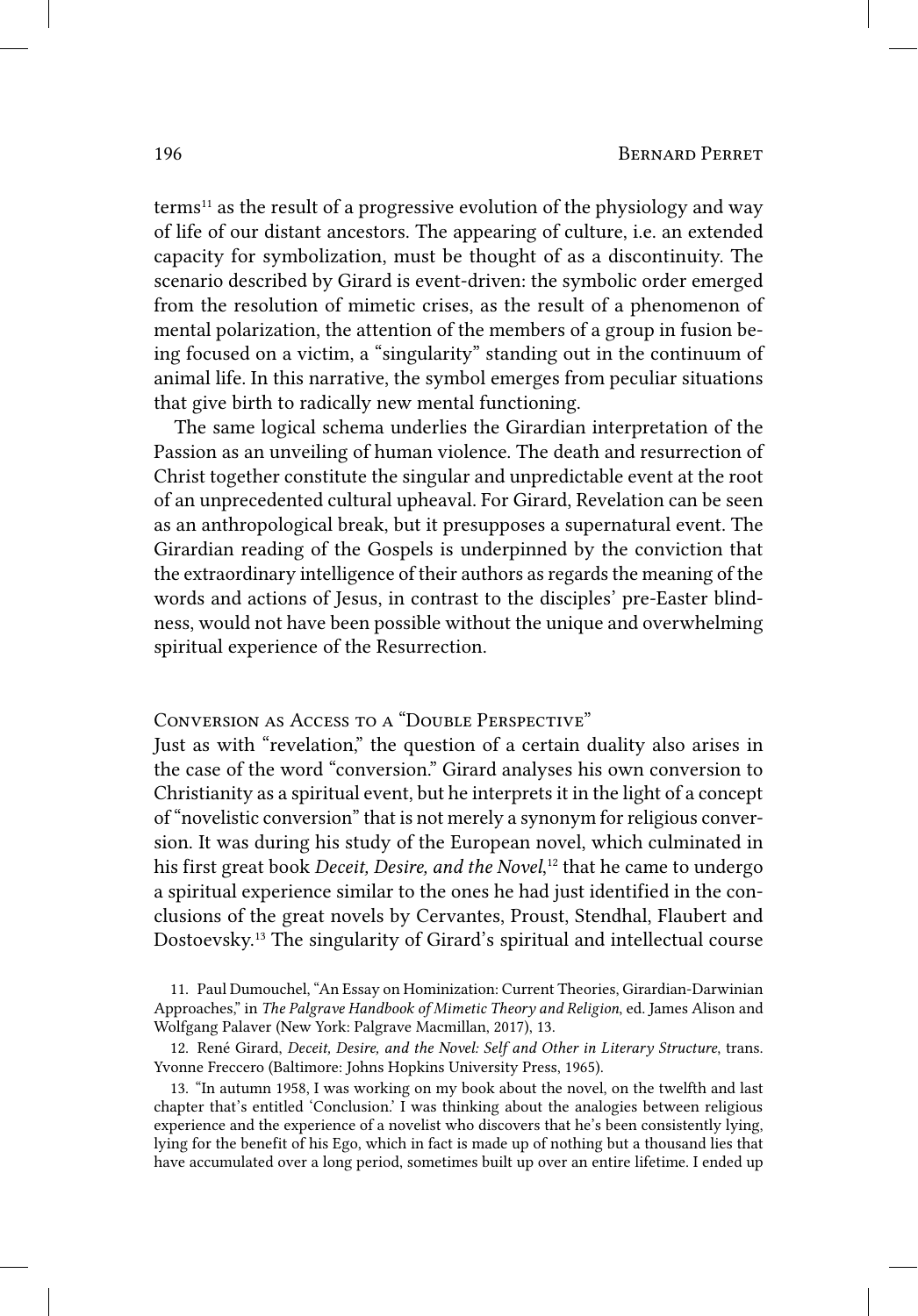terms[11] as the result of a progressive evolution of the physiology and way of life of our distant ancestors. The appearing of culture, i.e. an extended capacity for symbolization, must be thought of as a discontinuity. The scenario described by Girard is event-driven: the symbolic order emerged from the resolution of mimetic crises, as the result of a phenomenon of mental polarization, the attention of the members of a group in fusion being focused on a victim, a "singularity" standing out in the continuum of animal life. In this narrative, the symbol emerges from peculiar situations that give birth to radically new mental functioning.

The same logical schema underlies the Girardian interpretation of the Passion as an unveiling of human violence. The death and resurrection of Christ together constitute the singular and unpredictable event at the root of an unprecedented cultural upheaval. For Girard, Revelation can be seen as an anthropological break, but it presupposes a supernatural event. The Girardian reading of the Gospels is underpinned by the conviction that the extraordinary intelligence of their authors as regards the meaning of the words and actions of Jesus, in contrast to the disciples' pre-Easter blindness, would not have been possible without the unique and overwhelming spiritual experience of the Resurrection.

## Conversion as Access to a "Double Perspective"

Just as with "revelation," the question of a certain duality also arises in the case of the word "conversion." Girard analyses his own conversion to Christianity as a spiritual event, but he interprets it in the light of a concept of "novelistic conversion" that is not merely a synonym for religious conversion. It was during his study of the European novel, which culminated in his first great book *Deceit, Desire, and the Novel*,[12] that he came to undergo a spiritual experience similar to the ones he had just identified in the conclusions of the great novels by Cervantes, Proust, Stendhal, Flaubert and Dostoevsky.[13] The singularity of Girard's spiritual and intellectual course

11. Paul Dumouchel, "An Essay on Hominization: Current Theories, Girardian-Darwinian Approaches," in *The Palgrave Handbook of Mimetic Theory and Religion*, ed. James Alison and Wolfgang Palaver (New York: Palgrave Macmillan, 2017), 13.

12. René Girard, *Deceit, Desire, and the Novel: Self and Other in Literary Structure*, trans. Yvonne Freccero (Baltimore: Johns Hopkins University Press, 1965).

13. "In autumn 1958, I was working on my book about the novel, on the twelfth and last chapter that's entitled 'Conclusion.' I was thinking about the analogies between religious experience and the experience of a novelist who discovers that he's been consistently lying, lying for the benefit of his Ego, which in fact is made up of nothing but a thousand lies that have accumulated over a long period, sometimes built up over an entire lifetime. I ended up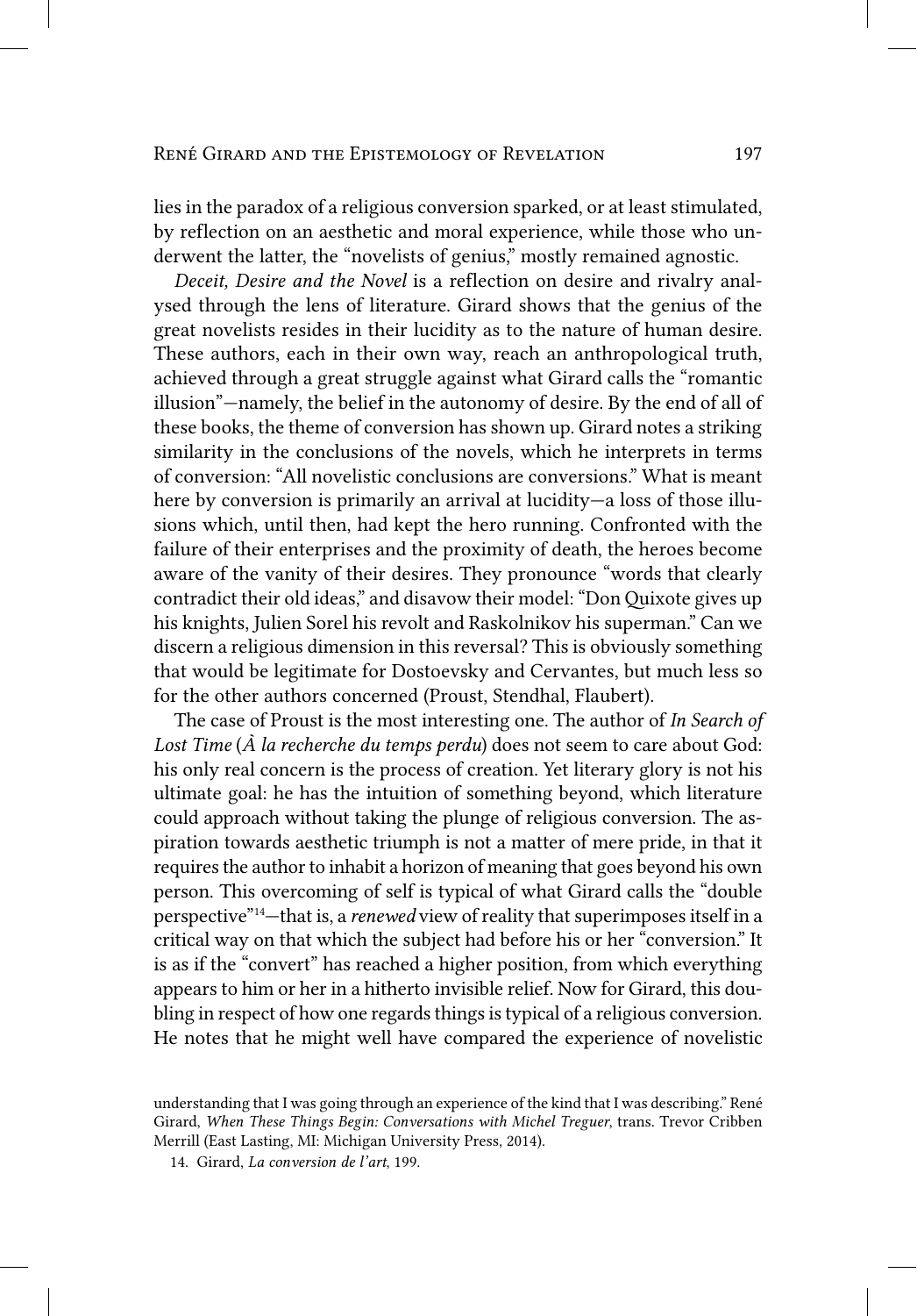lies in the paradox of a religious conversion sparked, or at least stimulated, by reflection on an aesthetic and moral experience, while those who underwent the latter, the "novelists of genius," mostly remained agnostic.

*Deceit, Desire and the Novel* is a reflection on desire and rivalry analysed through the lens of literature. Girard shows that the genius of the great novelists resides in their lucidity as to the nature of human desire. These authors, each in their own way, reach an anthropological truth, achieved through a great struggle against what Girard calls the "romantic illusion"—namely, the belief in the autonomy of desire. By the end of all of these books, the theme of conversion has shown up. Girard notes a striking similarity in the conclusions of the novels, which he interprets in terms of conversion: "All novelistic conclusions are conversions." What is meant here by conversion is primarily an arrival at lucidity—a loss of those illusions which, until then, had kept the hero running. Confronted with the failure of their enterprises and the proximity of death, the heroes become aware of the vanity of their desires. They pronounce "words that clearly contradict their old ideas," and disavow their model: "Don Quixote gives up his knights, Julien Sorel his revolt and Raskolnikov his superman." Can we discern a religious dimension in this reversal? This is obviously something that would be legitimate for Dostoevsky and Cervantes, but much less so for the other authors concerned (Proust, Stendhal, Flaubert).

The case of Proust is the most interesting one. The author of *In Search of Lost Time* (*À la recherche du temps perdu*) does not seem to care about God: his only real concern is the process of creation. Yet literary glory is not his ultimate goal: he has the intuition of something beyond, which literature could approach without taking the plunge of religious conversion. The aspiration towards aesthetic triumph is not a matter of mere pride, in that it requires the author to inhabit a horizon of meaning that goes beyond his own person. This overcoming of self is typical of what Girard calls the "double perspective"[14]—that is, a *renewed* view of reality that superimposes itself in a critical way on that which the subject had before his or her "conversion." It is as if the "convert" has reached a higher position, from which everything appears to him or her in a hitherto invisible relief. Now for Girard, this doubling in respect of how one regards things is typical of a religious conversion. He notes that he might well have compared the experience of novelistic

understanding that I was going through an experience of the kind that I was describing." René Girard, *When These Things Begin: Conversations with Michel Treguer*, trans. Trevor Cribben Merrill (East Lasting, MI: Michigan University Press, 2014).

14. Girard, *La conversion de l'art*, 199.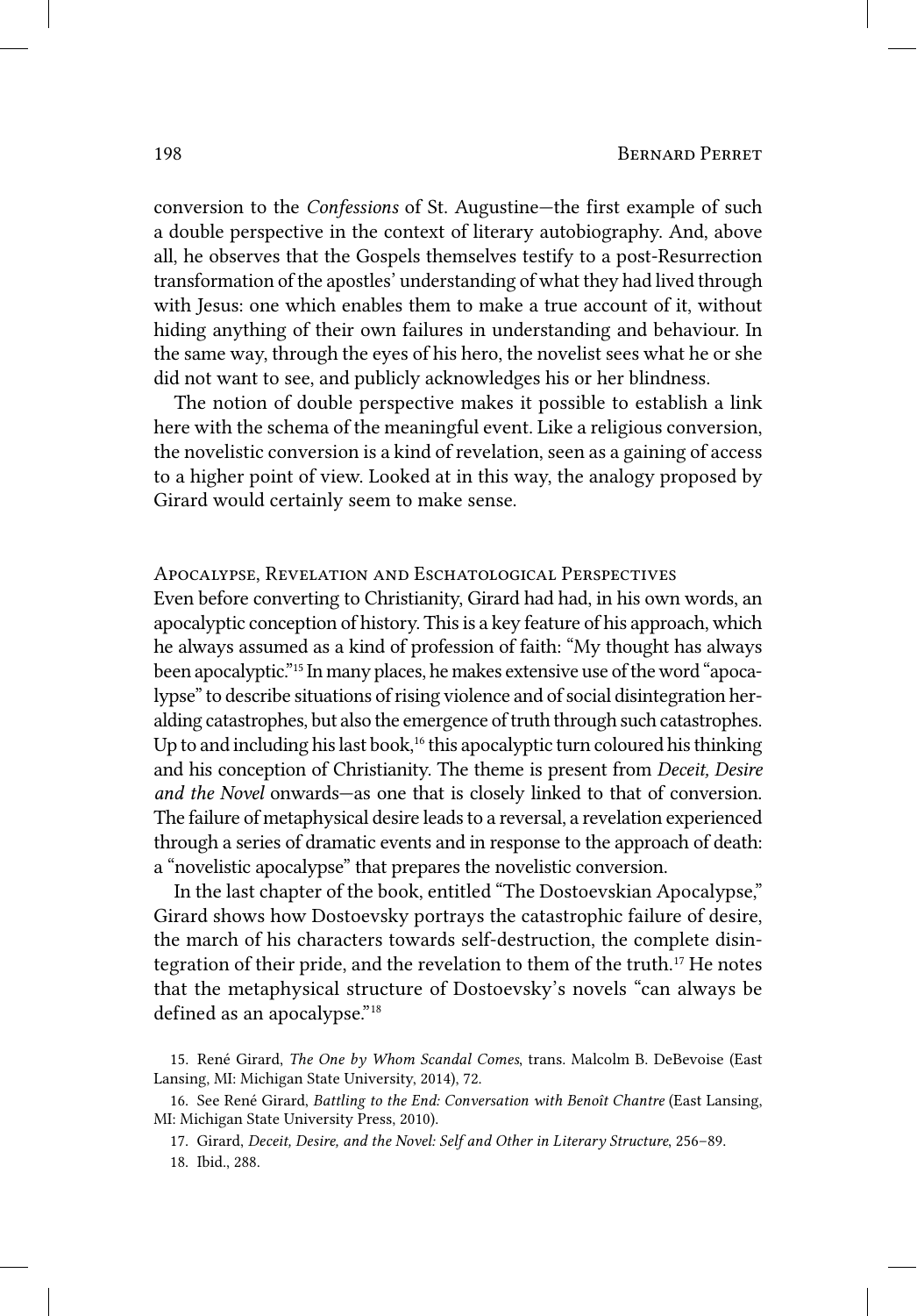conversion to the *Confessions* of St. Augustine—the first example of such a double perspective in the context of literary autobiography. And, above all, he observes that the Gospels themselves testify to a post-Resurrection transformation of the apostles' understanding of what they had lived through with Jesus: one which enables them to make a true account of it, without hiding anything of their own failures in understanding and behaviour. In the same way, through the eyes of his hero, the novelist sees what he or she did not want to see, and publicly acknowledges his or her blindness.

The notion of double perspective makes it possible to establish a link here with the schema of the meaningful event. Like a religious conversion, the novelistic conversion is a kind of revelation, seen as a gaining of access to a higher point of view. Looked at in this way, the analogy proposed by Girard would certainly seem to make sense.

## Apocalypse, Revelation and Eschatological Perspectives

Even before converting to Christianity, Girard had had, in his own words, an apocalyptic conception of history. This is a key feature of his approach, which he always assumed as a kind of profession of faith: "My thought has always been apocalyptic."[15] In many places, he makes extensive use of the word "apocalypse" to describe situations of rising violence and of social disintegration heralding catastrophes, but also the emergence of truth through such catastrophes. Up to and including his last book,[16] this apocalyptic turn coloured his thinking and his conception of Christianity. The theme is present from *Deceit, Desire and the Novel* onwards—as one that is closely linked to that of conversion. The failure of metaphysical desire leads to a reversal, a revelation experienced through a series of dramatic events and in response to the approach of death: a "novelistic apocalypse" that prepares the novelistic conversion.

In the last chapter of the book, entitled "The Dostoevskian Apocalypse," Girard shows how Dostoevsky portrays the catastrophic failure of desire, the march of his characters towards self-destruction, the complete disintegration of their pride, and the revelation to them of the truth.[17] He notes that the metaphysical structure of Dostoevsky's novels "can always be defined as an apocalypse."[18]

15. René Girard, *The One by Whom Scandal Comes*, trans. Malcolm B. DeBevoise (East Lansing, MI: Michigan State University, 2014), 72.

16. See René Girard, *Battling to the End: Conversation with Benoît Chantre* (East Lansing, MI: Michigan State University Press, 2010).

17. Girard, *Deceit, Desire, and the Novel: Self and Other in Literary Structure*, 256–89.

18. Ibid., 288.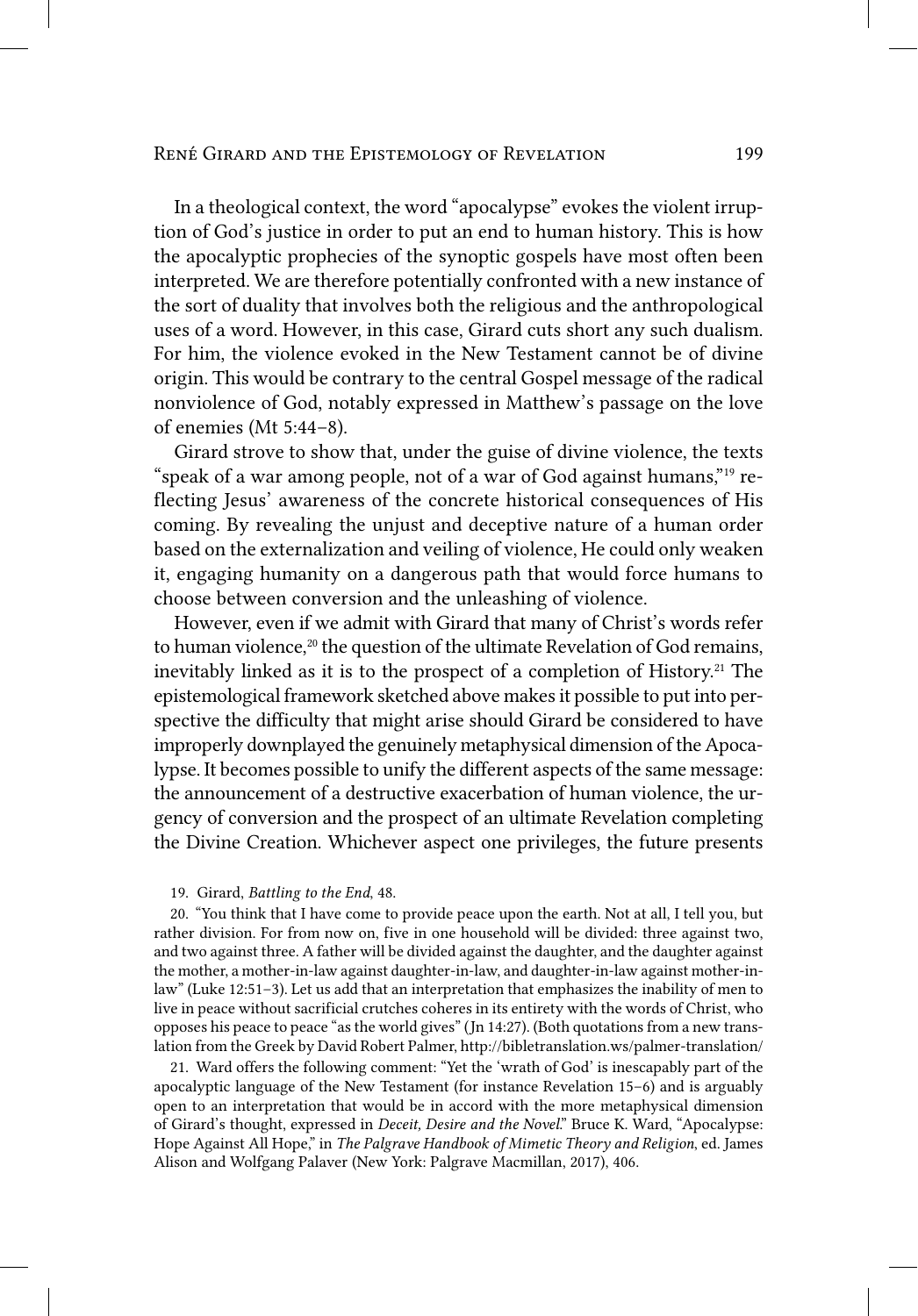In a theological context, the word "apocalypse" evokes the violent irruption of God's justice in order to put an end to human history. This is how the apocalyptic prophecies of the synoptic gospels have most often been interpreted. We are therefore potentially confronted with a new instance of the sort of duality that involves both the religious and the anthropological uses of a word. However, in this case, Girard cuts short any such dualism. For him, the violence evoked in the New Testament cannot be of divine origin. This would be contrary to the central Gospel message of the radical nonviolence of God, notably expressed in Matthew's passage on the love of enemies (Mt 5:44–8).

Girard strove to show that, under the guise of divine violence, the texts "speak of a war among people, not of a war of God against humans,"[19] reflecting Jesus' awareness of the concrete historical consequences of His coming. By revealing the unjust and deceptive nature of a human order based on the externalization and veiling of violence, He could only weaken it, engaging humanity on a dangerous path that would force humans to choose between conversion and the unleashing of violence.

However, even if we admit with Girard that many of Christ's words refer to human violence,[20] the question of the ultimate Revelation of God remains, inevitably linked as it is to the prospect of a completion of History.[21] The epistemological framework sketched above makes it possible to put into perspective the difficulty that might arise should Girard be considered to have improperly downplayed the genuinely metaphysical dimension of the Apocalypse. It becomes possible to unify the different aspects of the same message: the announcement of a destructive exacerbation of human violence, the urgency of conversion and the prospect of an ultimate Revelation completing the Divine Creation. Whichever aspect one privileges, the future presents

19. Girard, *Battling to the End*, 48.

20. "You think that I have come to provide peace upon the earth. Not at all, I tell you, but rather division. For from now on, five in one household will be divided: three against two, and two against three. A father will be divided against the daughter, and the daughter against the mother, a mother-in-law against daughter-in-law, and daughter-in-law against mother-in-law" (Luke 12:51–3). Let us add that an interpretation that emphasizes the inability of men to live in peace without sacrificial crutches coheres in its entirety with the words of Christ, who opposes his peace to peace "as the world gives" (Jn 14:27). (Both quotations from a new translation from the Greek by David Robert Palmer, http://bibletranslation.ws/palmer-translation/

21. Ward offers the following comment: "Yet the 'wrath of God' is inescapably part of the apocalyptic language of the New Testament (for instance Revelation 15–6) and is arguably open to an interpretation that would be in accord with the more metaphysical dimension of Girard's thought, expressed in *Deceit, Desire and the Novel*." Bruce K. Ward, "Apocalypse: Hope Against All Hope," in *The Palgrave Handbook of Mimetic Theory and Religion*, ed. James Alison and Wolfgang Palaver (New York: Palgrave Macmillan, 2017), 406.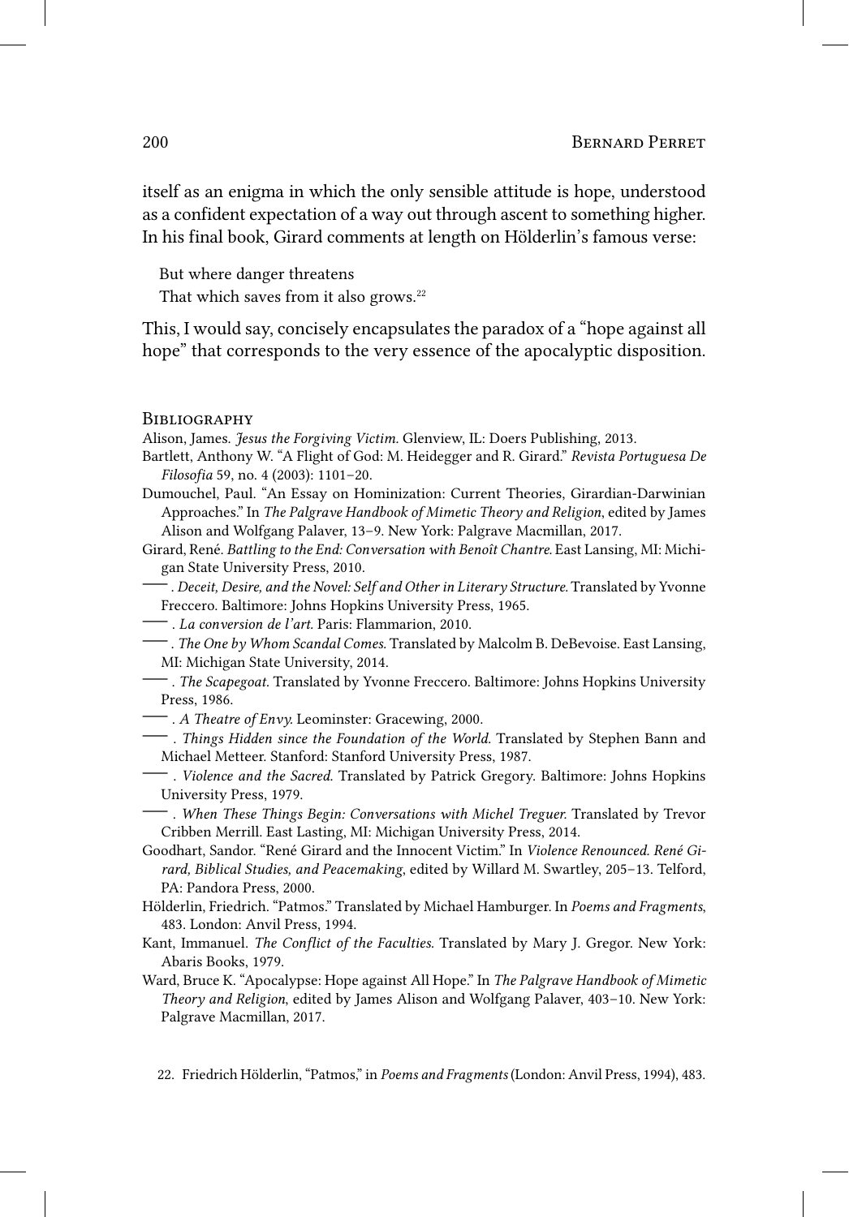itself as an enigma in which the only sensible attitude is hope, understood as a confident expectation of a way out through ascent to something higher. In his final book, Girard comments at length on Hölderlin's famous verse:

> But where danger threatens
> That which saves from it also grows.[22]

This, I would say, concisely encapsulates the paradox of a "hope against all hope" that corresponds to the very essence of the apocalyptic disposition.

## Bibliography

Alison, James. *Jesus the Forgiving Victim.* Glenview, IL: Doers Publishing, 2013.

Bartlett, Anthony W. "A Flight of God: M. Heidegger and R. Girard." *Revista Portuguesa De Filosofia* 59, no. 4 (2003): 1101–20.

Dumouchel, Paul. "An Essay on Hominization: Current Theories, Girardian-Darwinian Approaches." In *The Palgrave Handbook of Mimetic Theory and Religion*, edited by James Alison and Wolfgang Palaver, 13–9. New York: Palgrave Macmillan, 2017.

Girard, René. *Battling to the End: Conversation with Benoît Chantre.* East Lansing, MI: Michigan State University Press, 2010.

——— . *Deceit, Desire, and the Novel: Self and Other in Literary Structure.* Translated by Yvonne Freccero. Baltimore: Johns Hopkins University Press, 1965.

——— . *La conversion de l'art.* Paris: Flammarion, 2010.

——— . *The One by Whom Scandal Comes.* Translated by Malcolm B. DeBevoise. East Lansing, MI: Michigan State University, 2014.

——— . *The Scapegoat.* Translated by Yvonne Freccero. Baltimore: Johns Hopkins University Press, 1986.

——— . *A Theatre of Envy.* Leominster: Gracewing, 2000.

——— . *Things Hidden since the Foundation of the World.* Translated by Stephen Bann and Michael Metteer. Stanford: Stanford University Press, 1987.

——— . *Violence and the Sacred.* Translated by Patrick Gregory. Baltimore: Johns Hopkins University Press, 1979.

——— . *When These Things Begin: Conversations with Michel Treguer.* Translated by Trevor Cribben Merrill. East Lasting, MI: Michigan University Press, 2014.

Goodhart, Sandor. "René Girard and the Innocent Victim." In *Violence Renounced. René Girard, Biblical Studies, and Peacemaking*, edited by Willard M. Swartley, 205–13. Telford, PA: Pandora Press, 2000.

Hölderlin, Friedrich. "Patmos." Translated by Michael Hamburger. In *Poems and Fragments*, 483. London: Anvil Press, 1994.

Kant, Immanuel. *The Conflict of the Faculties.* Translated by Mary J. Gregor. New York: Abaris Books, 1979.

Ward, Bruce K. "Apocalypse: Hope against All Hope." In *The Palgrave Handbook of Mimetic Theory and Religion*, edited by James Alison and Wolfgang Palaver, 403–10. New York: Palgrave Macmillan, 2017.

---

22. Friedrich Hölderlin, "Patmos," in *Poems and Fragments* (London: Anvil Press, 1994), 483.